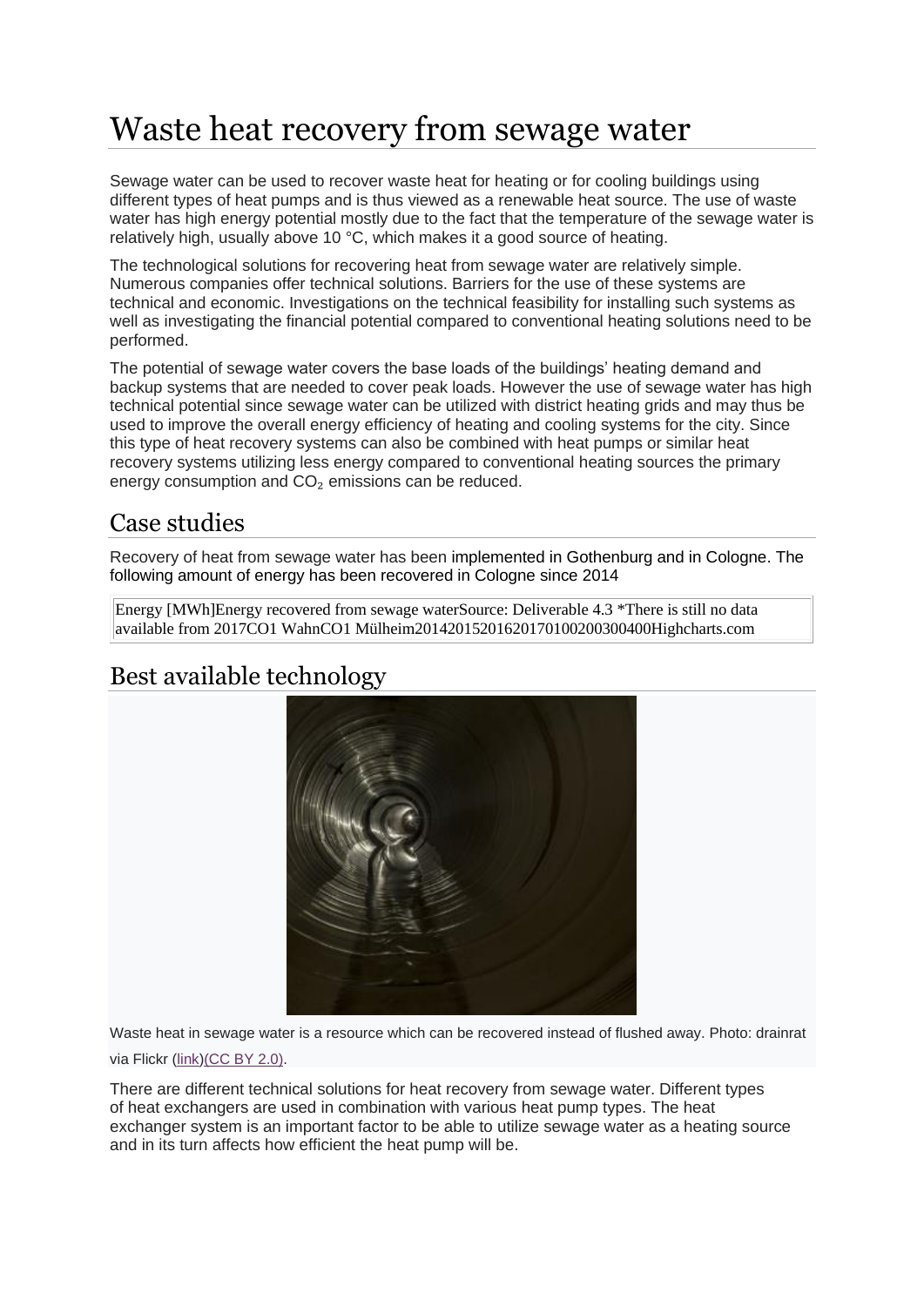# Waste heat recovery from sewage water

Sewage water can be used to recover waste heat for heating or for cooling buildings using different types of heat pumps and is thus viewed as a renewable heat source. The use of waste water has high energy potential mostly due to the fact that the temperature of the sewage water is relatively high, usually above 10 °C, which makes it a good source of heating.

The technological solutions for recovering heat from sewage water are relatively simple. Numerous companies offer technical solutions. Barriers for the use of these systems are technical and economic. Investigations on the technical feasibility for installing such systems as well as investigating the financial potential compared to conventional heating solutions need to be performed.

The potential of sewage water covers the base loads of the buildings' heating demand and backup systems that are needed to cover peak loads. However the use of sewage water has high technical potential since sewage water can be utilized with district heating grids and may thus be used to improve the overall energy efficiency of heating and cooling systems for the city. Since this type of heat recovery systems can also be combined with heat pumps or similar heat recovery systems utilizing less energy compared to conventional heating sources the primary energy consumption and $CO_2$ emissions can be reduced.

## Case studies

Recovery of heat from sewage water has been implemented in Gothenburg and in Cologne. The following amount of energy has been recovered in Cologne since 2014

Energy [MWh]Energy recovered from sewage waterSource: Deliverable 4.3 *There is still no data available from 2017CO1 WahnCO1 Mülheim20142015201620170100200300400Highcharts.com

## Best available technology

Waste heat in sewage water is a resource which can be recovered instead of flushed away. Photo: drainrat via Flickr (link)(CC BY 2.0).

There are different technical solutions for heat recovery from sewage water. Different types of heat exchangers are used in combination with various heat pump types. The heat exchanger system is an important factor to be able to utilize sewage water as a heating source and in its turn affects how efficient the heat pump will be.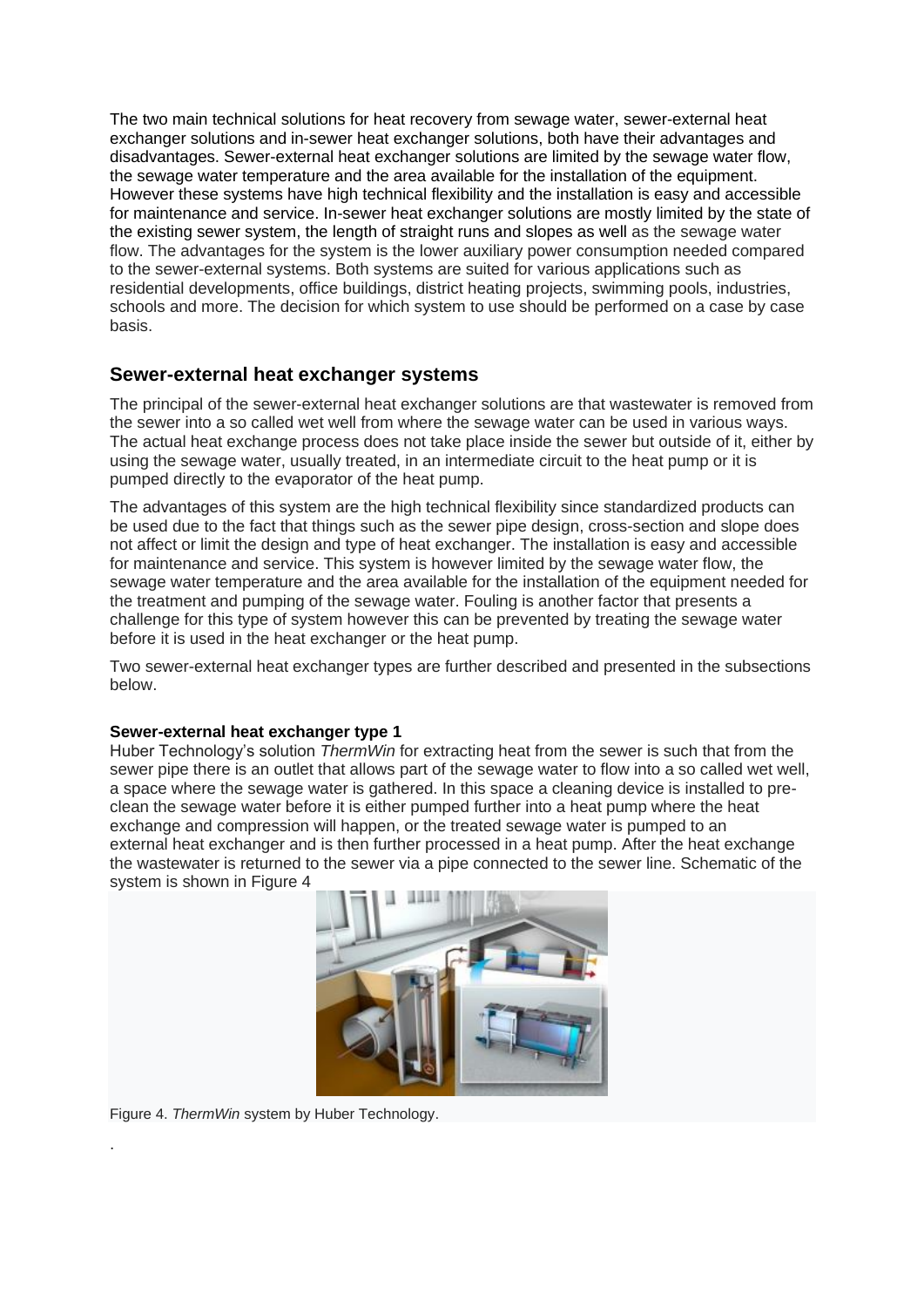The two main technical solutions for heat recovery from sewage water, sewer-external heat exchanger solutions and in-sewer heat exchanger solutions, both have their advantages and disadvantages. Sewer-external heat exchanger solutions are limited by the sewage water flow, the sewage water temperature and the area available for the installation of the equipment. However these systems have high technical flexibility and the installation is easy and accessible for maintenance and service. In-sewer heat exchanger solutions are mostly limited by the state of the existing sewer system, the length of straight runs and slopes as well as the sewage water flow. The advantages for the system is the lower auxiliary power consumption needed compared to the sewer-external systems. Both systems are suited for various applications such as residential developments, office buildings, district heating projects, swimming pools, industries, schools and more. The decision for which system to use should be performed on a case by case basis.

## Sewer-external heat exchanger systems

The principal of the sewer-external heat exchanger solutions are that wastewater is removed from the sewer into a so called wet well from where the sewage water can be used in various ways. The actual heat exchange process does not take place inside the sewer but outside of it, either by using the sewage water, usually treated, in an intermediate circuit to the heat pump or it is pumped directly to the evaporator of the heat pump.

The advantages of this system are the high technical flexibility since standardized products can be used due to the fact that things such as the sewer pipe design, cross-section and slope does not affect or limit the design and type of heat exchanger. The installation is easy and accessible for maintenance and service. This system is however limited by the sewage water flow, the sewage water temperature and the area available for the installation of the equipment needed for the treatment and pumping of the sewage water. Fouling is another factor that presents a challenge for this type of system however this can be prevented by treating the sewage water before it is used in the heat exchanger or the heat pump.

Two sewer-external heat exchanger types are further described and presented in the subsections below.

**Sewer-external heat exchanger type 1**

Huber Technology's solution *ThermWin* for extracting heat from the sewer is such that from the sewer pipe there is an outlet that allows part of the sewage water to flow into a so called wet well, a space where the sewage water is gathered. In this space a cleaning device is installed to pre-clean the sewage water before it is either pumped further into a heat pump where the heat exchange and compression will happen, or the treated sewage water is pumped to an external heat exchanger and is then further processed in a heat pump. After the heat exchange the wastewater is returned to the sewer via a pipe connected to the sewer line. Schematic of the system is shown in Figure 4

Figure 4. *ThermWin* system by Huber Technology.

.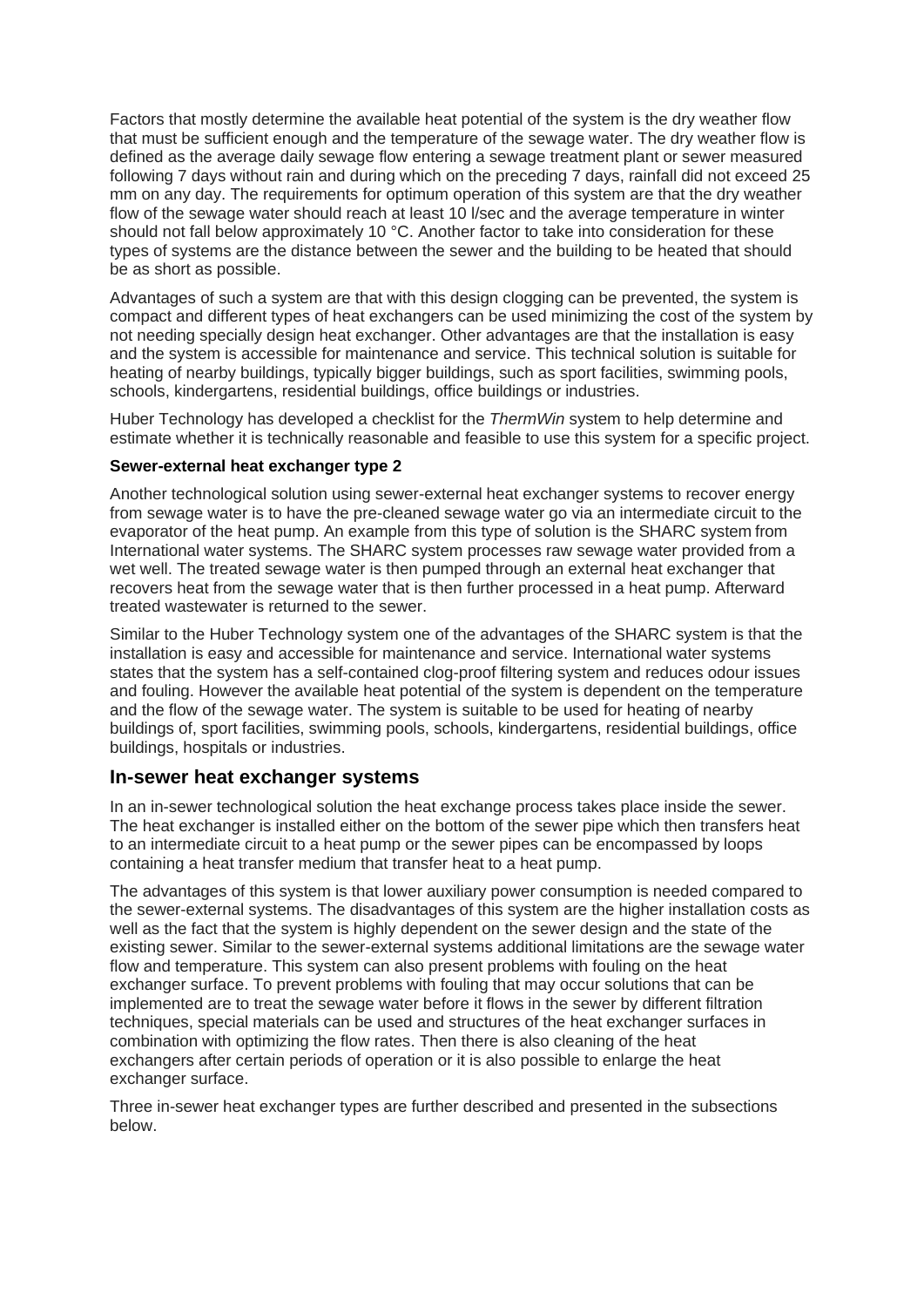Factors that mostly determine the available heat potential of the system is the dry weather flow that must be sufficient enough and the temperature of the sewage water. The dry weather flow is defined as the average daily sewage flow entering a sewage treatment plant or sewer measured following 7 days without rain and during which on the preceding 7 days, rainfall did not exceed 25 mm on any day. The requirements for optimum operation of this system are that the dry weather flow of the sewage water should reach at least 10 l/sec and the average temperature in winter should not fall below approximately 10 °C. Another factor to take into consideration for these types of systems are the distance between the sewer and the building to be heated that should be as short as possible.

Advantages of such a system are that with this design clogging can be prevented, the system is compact and different types of heat exchangers can be used minimizing the cost of the system by not needing specially design heat exchanger. Other advantages are that the installation is easy and the system is accessible for maintenance and service. This technical solution is suitable for heating of nearby buildings, typically bigger buildings, such as sport facilities, swimming pools, schools, kindergartens, residential buildings, office buildings or industries.

Huber Technology has developed a checklist for the *ThermWin* system to help determine and estimate whether it is technically reasonable and feasible to use this system for a specific project.

**Sewer-external heat exchanger type 2**

Another technological solution using sewer-external heat exchanger systems to recover energy from sewage water is to have the pre-cleaned sewage water go via an intermediate circuit to the evaporator of the heat pump. An example from this type of solution is the SHARC system from International water systems. The SHARC system processes raw sewage water provided from a wet well. The treated sewage water is then pumped through an external heat exchanger that recovers heat from the sewage water that is then further processed in a heat pump. Afterward treated wastewater is returned to the sewer.

Similar to the Huber Technology system one of the advantages of the SHARC system is that the installation is easy and accessible for maintenance and service. International water systems states that the system has a self-contained clog-proof filtering system and reduces odour issues and fouling. However the available heat potential of the system is dependent on the temperature and the flow of the sewage water. The system is suitable to be used for heating of nearby buildings of, sport facilities, swimming pools, schools, kindergartens, residential buildings, office buildings, hospitals or industries.

## In-sewer heat exchanger systems

In an in-sewer technological solution the heat exchange process takes place inside the sewer. The heat exchanger is installed either on the bottom of the sewer pipe which then transfers heat to an intermediate circuit to a heat pump or the sewer pipes can be encompassed by loops containing a heat transfer medium that transfer heat to a heat pump.

The advantages of this system is that lower auxiliary power consumption is needed compared to the sewer-external systems. The disadvantages of this system are the higher installation costs as well as the fact that the system is highly dependent on the sewer design and the state of the existing sewer. Similar to the sewer-external systems additional limitations are the sewage water flow and temperature. This system can also present problems with fouling on the heat exchanger surface. To prevent problems with fouling that may occur solutions that can be implemented are to treat the sewage water before it flows in the sewer by different filtration techniques, special materials can be used and structures of the heat exchanger surfaces in combination with optimizing the flow rates. Then there is also cleaning of the heat exchangers after certain periods of operation or it is also possible to enlarge the heat exchanger surface.

Three in-sewer heat exchanger types are further described and presented in the subsections below.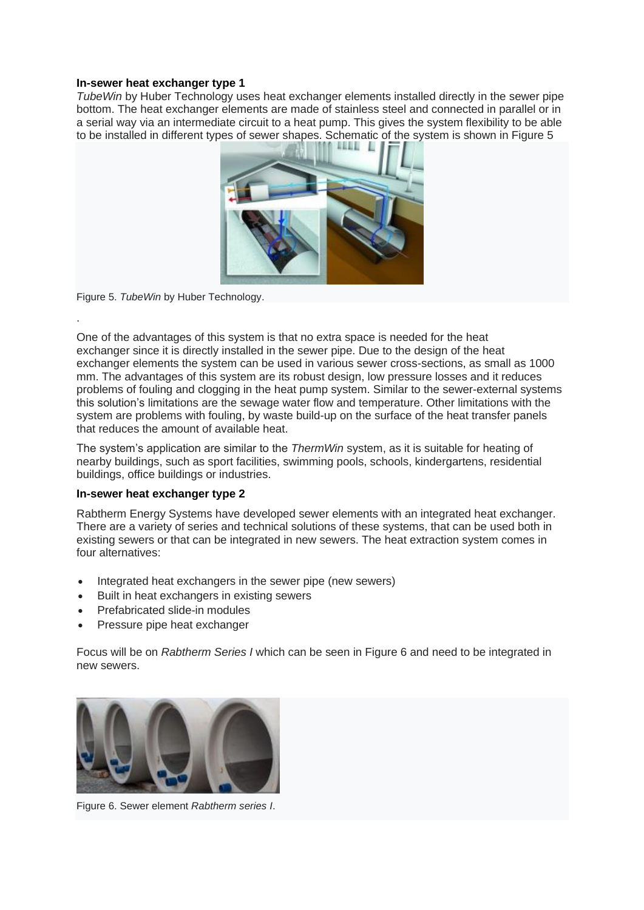**In-sewer heat exchanger type 1**

*TubeWin* by Huber Technology uses heat exchanger elements installed directly in the sewer pipe bottom. The heat exchanger elements are made of stainless steel and connected in parallel or in a serial way via an intermediate circuit to a heat pump. This gives the system flexibility to be able to be installed in different types of sewer shapes. Schematic of the system is shown in Figure 5

Figure 5. *TubeWin* by Huber Technology.

.

One of the advantages of this system is that no extra space is needed for the heat exchanger since it is directly installed in the sewer pipe. Due to the design of the heat exchanger elements the system can be used in various sewer cross-sections, as small as 1000 mm. The advantages of this system are its robust design, low pressure losses and it reduces problems of fouling and clogging in the heat pump system. Similar to the sewer-external systems this solution's limitations are the sewage water flow and temperature. Other limitations with the system are problems with fouling, by waste build-up on the surface of the heat transfer panels that reduces the amount of available heat.

The system's application are similar to the *ThermWin* system, as it is suitable for heating of nearby buildings, such as sport facilities, swimming pools, schools, kindergartens, residential buildings, office buildings or industries.

**In-sewer heat exchanger type 2**

Rabtherm Energy Systems have developed sewer elements with an integrated heat exchanger. There are a variety of series and technical solutions of these systems, that can be used both in existing sewers or that can be integrated in new sewers. The heat extraction system comes in four alternatives:

- Integrated heat exchangers in the sewer pipe (new sewers)
- Built in heat exchangers in existing sewers
- Prefabricated slide-in modules
- Pressure pipe heat exchanger

Focus will be on *Rabtherm Series I* which can be seen in Figure 6 and need to be integrated in new sewers.

Figure 6. Sewer element *Rabtherm series I*.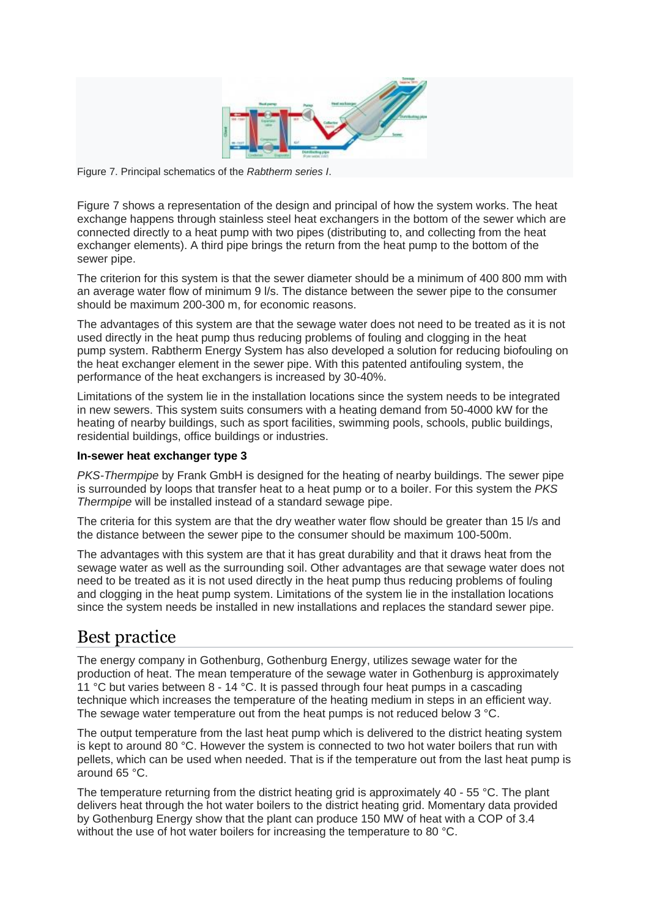Figure 7. Principal schematics of the *Rabtherm series I*.

Figure 7 shows a representation of the design and principal of how the system works. The heat exchange happens through stainless steel heat exchangers in the bottom of the sewer which are connected directly to a heat pump with two pipes (distributing to, and collecting from the heat exchanger elements). A third pipe brings the return from the heat pump to the bottom of the sewer pipe.

The criterion for this system is that the sewer diameter should be a minimum of 400 800 mm with an average water flow of minimum 9 l/s. The distance between the sewer pipe to the consumer should be maximum 200-300 m, for economic reasons.

The advantages of this system are that the sewage water does not need to be treated as it is not used directly in the heat pump thus reducing problems of fouling and clogging in the heat pump system. Rabtherm Energy System has also developed a solution for reducing biofouling on the heat exchanger element in the sewer pipe. With this patented antifouling system, the performance of the heat exchangers is increased by 30-40%.

Limitations of the system lie in the installation locations since the system needs to be integrated in new sewers. This system suits consumers with a heating demand from 50-4000 kW for the heating of nearby buildings, such as sport facilities, swimming pools, schools, public buildings, residential buildings, office buildings or industries.

**In-sewer heat exchanger type 3**

*PKS-Thermpipe* by Frank GmbH is designed for the heating of nearby buildings. The sewer pipe is surrounded by loops that transfer heat to a heat pump or to a boiler. For this system the *PKS Thermpipe* will be installed instead of a standard sewage pipe.

The criteria for this system are that the dry weather water flow should be greater than 15 l/s and the distance between the sewer pipe to the consumer should be maximum 100-500m.

The advantages with this system are that it has great durability and that it draws heat from the sewage water as well as the surrounding soil. Other advantages are that sewage water does not need to be treated as it is not used directly in the heat pump thus reducing problems of fouling and clogging in the heat pump system. Limitations of the system lie in the installation locations since the system needs be installed in new installations and replaces the standard sewer pipe.

## Best practice

The energy company in Gothenburg, Gothenburg Energy, utilizes sewage water for the production of heat. The mean temperature of the sewage water in Gothenburg is approximately 11 °C but varies between 8 - 14 °C. It is passed through four heat pumps in a cascading technique which increases the temperature of the heating medium in steps in an efficient way. The sewage water temperature out from the heat pumps is not reduced below 3 °C.

The output temperature from the last heat pump which is delivered to the district heating system is kept to around 80 °C. However the system is connected to two hot water boilers that run with pellets, which can be used when needed. That is if the temperature out from the last heat pump is around 65 °C.

The temperature returning from the district heating grid is approximately 40 - 55 °C. The plant delivers heat through the hot water boilers to the district heating grid. Momentary data provided by Gothenburg Energy show that the plant can produce 150 MW of heat with a COP of 3.4 without the use of hot water boilers for increasing the temperature to 80 °C.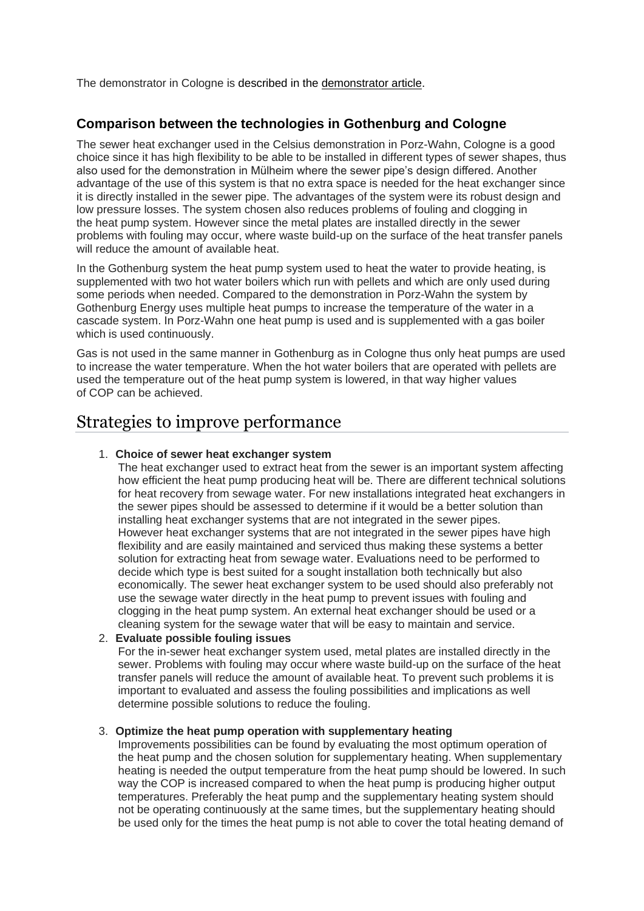The demonstrator in Cologne is described in the demonstrator article.

### Comparison between the technologies in Gothenburg and Cologne

The sewer heat exchanger used in the Celsius demonstration in Porz-Wahn, Cologne is a good choice since it has high flexibility to be able to be installed in different types of sewer shapes, thus also used for the demonstration in Mülheim where the sewer pipe's design differed. Another advantage of the use of this system is that no extra space is needed for the heat exchanger since it is directly installed in the sewer pipe. The advantages of the system were its robust design and low pressure losses. The system chosen also reduces problems of fouling and clogging in the heat pump system. However since the metal plates are installed directly in the sewer problems with fouling may occur, where waste build-up on the surface of the heat transfer panels will reduce the amount of available heat.

In the Gothenburg system the heat pump system used to heat the water to provide heating, is supplemented with two hot water boilers which run with pellets and which are only used during some periods when needed. Compared to the demonstration in Porz-Wahn the system by Gothenburg Energy uses multiple heat pumps to increase the temperature of the water in a cascade system. In Porz-Wahn one heat pump is used and is supplemented with a gas boiler which is used continuously.

Gas is not used in the same manner in Gothenburg as in Cologne thus only heat pumps are used to increase the water temperature. When the hot water boilers that are operated with pellets are used the temperature out of the heat pump system is lowered, in that way higher values of COP can be achieved.

## Strategies to improve performance

1. **Choice of sewer heat exchanger system**
   The heat exchanger used to extract heat from the sewer is an important system affecting how efficient the heat pump producing heat will be. There are different technical solutions for heat recovery from sewage water. For new installations integrated heat exchangers in the sewer pipes should be assessed to determine if it would be a better solution than installing heat exchanger systems that are not integrated in the sewer pipes. However heat exchanger systems that are not integrated in the sewer pipes have high flexibility and are easily maintained and serviced thus making these systems a better solution for extracting heat from sewage water. Evaluations need to be performed to decide which type is best suited for a sought installation both technically but also economically. The sewer heat exchanger system to be used should also preferably not use the sewage water directly in the heat pump to prevent issues with fouling and clogging in the heat pump system. An external heat exchanger should be used or a cleaning system for the sewage water that will be easy to maintain and service.
2. **Evaluate possible fouling issues**
   For the in-sewer heat exchanger system used, metal plates are installed directly in the sewer. Problems with fouling may occur where waste build-up on the surface of the heat transfer panels will reduce the amount of available heat. To prevent such problems it is important to evaluated and assess the fouling possibilities and implications as well determine possible solutions to reduce the fouling.
3. **Optimize the heat pump operation with supplementary heating**
   Improvements possibilities can be found by evaluating the most optimum operation of the heat pump and the chosen solution for supplementary heating. When supplementary heating is needed the output temperature from the heat pump should be lowered. In such way the COP is increased compared to when the heat pump is producing higher output temperatures. Preferably the heat pump and the supplementary heating system should not be operating continuously at the same times, but the supplementary heating should be used only for the times the heat pump is not able to cover the total heating demand of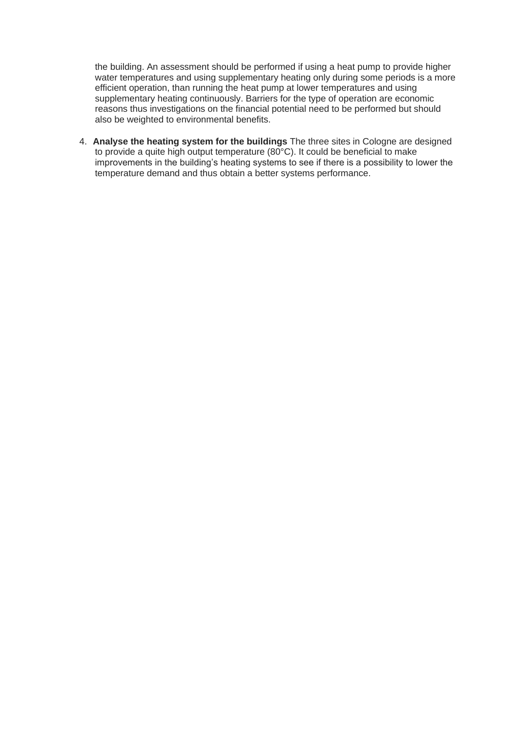the building. An assessment should be performed if using a heat pump to provide higher water temperatures and using supplementary heating only during some periods is a more efficient operation, than running the heat pump at lower temperatures and using supplementary heating continuously. Barriers for the type of operation are economic reasons thus investigations on the financial potential need to be performed but should also be weighted to environmental benefits.

4. **Analyse the heating system for the buildings** The three sites in Cologne are designed to provide a quite high output temperature (80°C). It could be beneficial to make improvements in the building's heating systems to see if there is a possibility to lower the temperature demand and thus obtain a better systems performance.